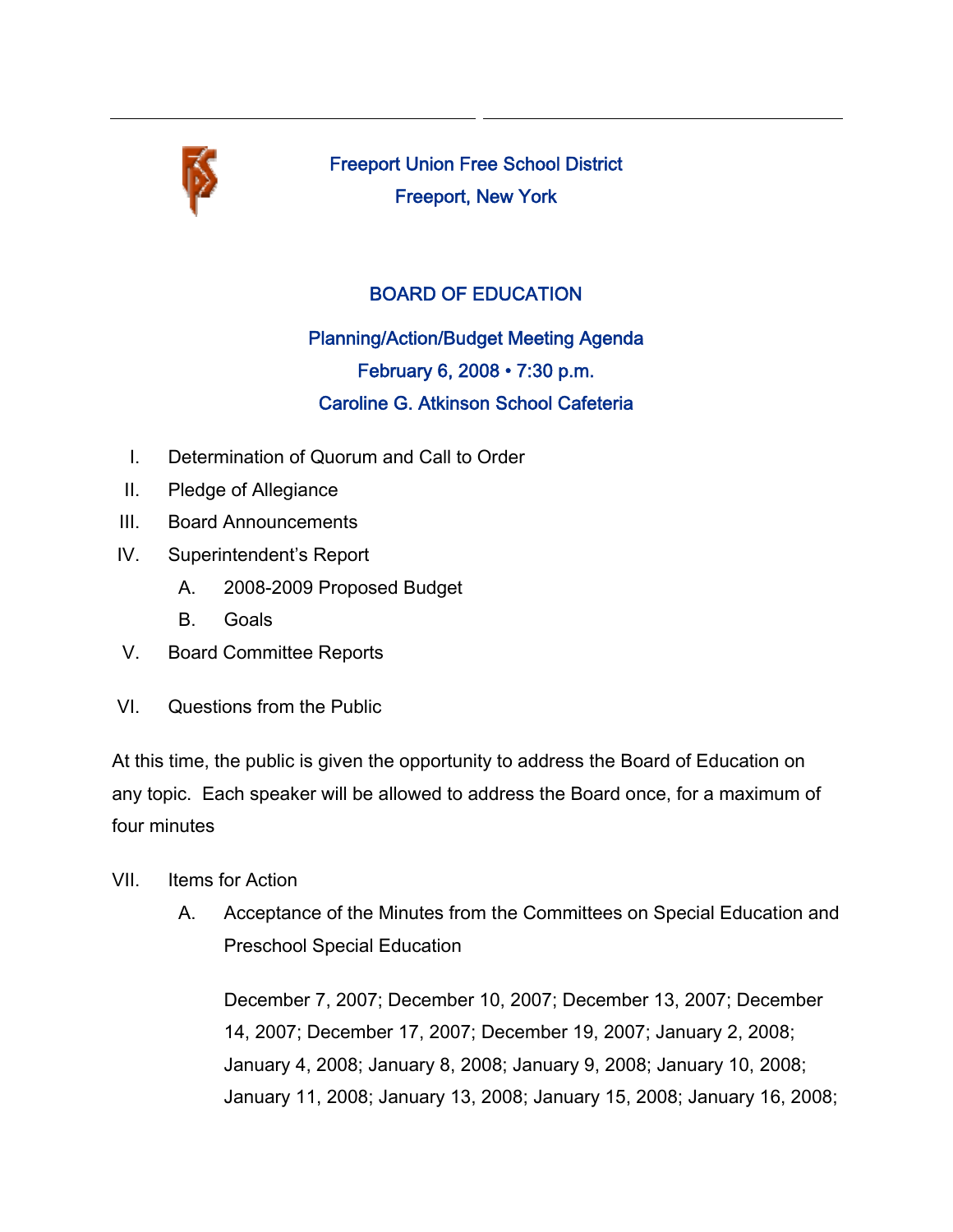# Freeport Union Free School District

## Freeport, New York

## BOARD OF EDUCATION

### Planning/Action/Budget Meeting Agenda

### February 6, 2008 • 7:30 p.m.

### Caroline G. Atkinson School Cafeteria

I. Determination of Quorum and Call to Order

II. Pledge of Allegiance

III. Board Announcements

IV. Superintendent's Report

   A. 2008-2009 Proposed Budget

   B. Goals

V. Board Committee Reports

VI. Questions from the Public

At this time, the public is given the opportunity to address the Board of Education on any topic. Each speaker will be allowed to address the Board once, for a maximum of four minutes

VII. Items for Action

   A. Acceptance of the Minutes from the Committees on Special Education and Preschool Special Education

   December 7, 2007; December 10, 2007; December 13, 2007; December 14, 2007; December 17, 2007; December 19, 2007; January 2, 2008; January 4, 2008; January 8, 2008; January 9, 2008; January 10, 2008; January 11, 2008; January 13, 2008; January 15, 2008; January 16, 2008;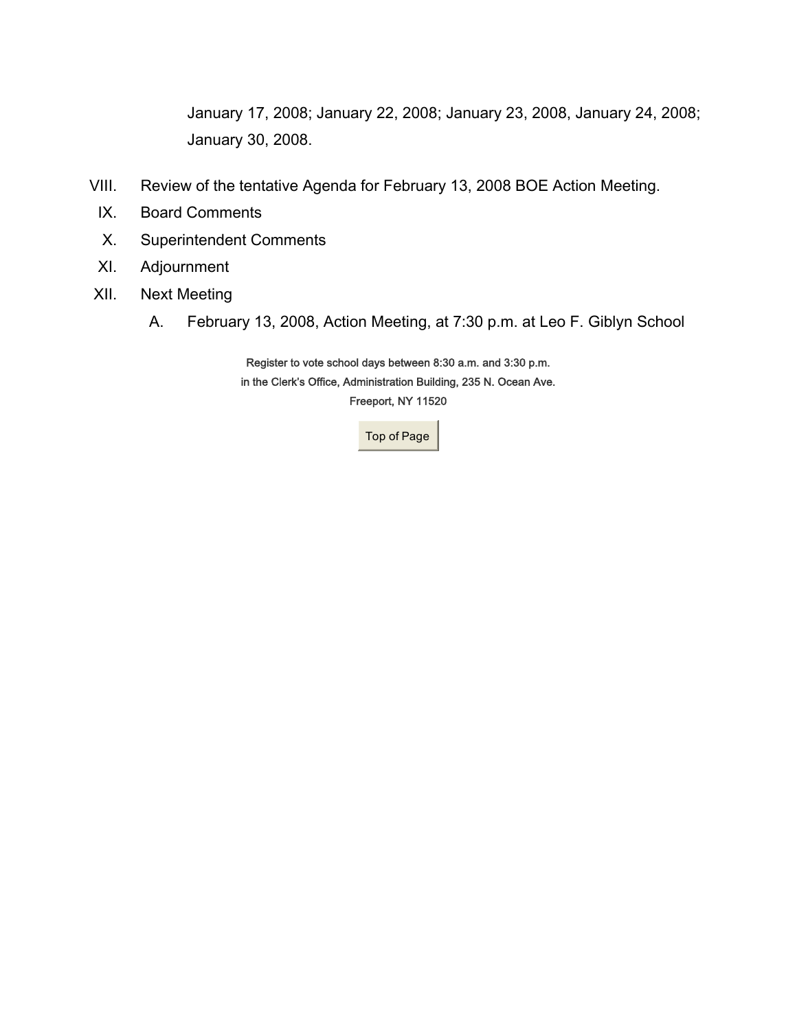January 17, 2008; January 22, 2008; January 23, 2008, January 24, 2008; January 30, 2008.

VIII. Review of the tentative Agenda for February 13, 2008 BOE Action Meeting.

IX. Board Comments

X. Superintendent Comments

XI. Adjournment

XII. Next Meeting

   A. February 13, 2008, Action Meeting, at 7:30 p.m. at Leo F. Giblyn School

Register to vote school days between 8:30 a.m. and 3:30 p.m.
in the Clerk's Office, Administration Building, 235 N. Ocean Ave.
Freeport, NY 11520

Top of Page